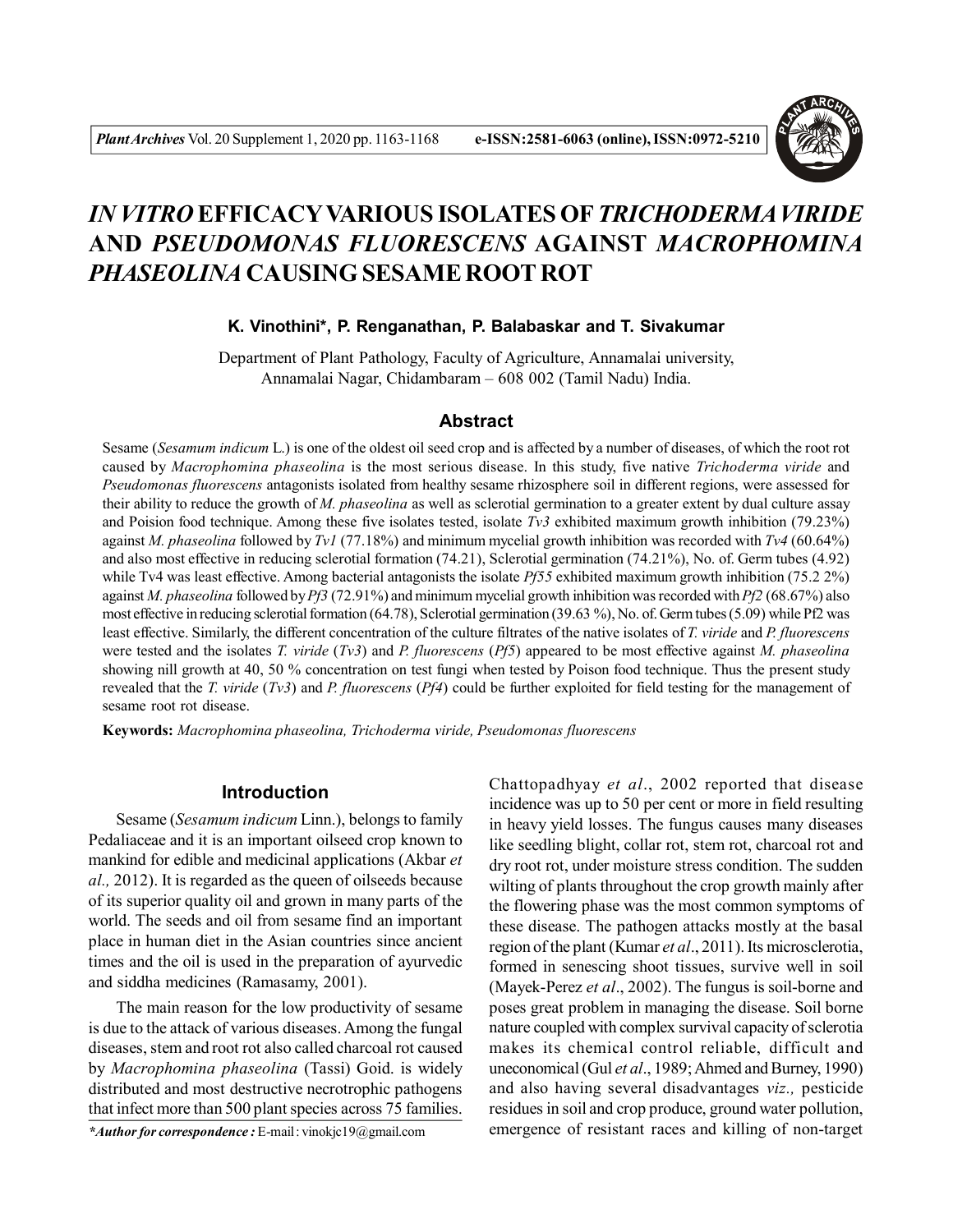# *IN VITRO* EFFICACY VARIOUS ISOLATES OF *TRICHODERMA VIRIDE* AND *PSEUDOMONAS FLUORESCENS* AGAINST *MACROPHOMINA PHASEOLINA* CAUSING SESAME ROOT ROT

**K. Vinothini\*, P. Renganathan, P. Balabaskar and T. Sivakumar**

Department of Plant Pathology, Faculty of Agriculture, Annamalai university, Annamalai Nagar, Chidambaram – 608 002 (Tamil Nadu) India.

## Abstract

Sesame (*Sesamum indicum* L.) is one of the oldest oil seed crop and is affected by a number of diseases, of which the root rot caused by *Macrophomina phaseolina* is the most serious disease. In this study, five native *Trichoderma viride* and *Pseudomonas fluorescens* antagonists isolated from healthy sesame rhizosphere soil in different regions, were assessed for their ability to reduce the growth of *M. phaseolina* as well as sclerotial germination to a greater extent by dual culture assay and Poision food technique. Among these five isolates tested, isolate *Tv3* exhibited maximum growth inhibition (79.23%) against *M. phaseolina* followed by *Tv1* (77.18%) and minimum mycelial growth inhibition was recorded with *Tv4* (60.64%) and also most effective in reducing sclerotial formation (74.21), Sclerotial germination (74.21%), No. of. Germ tubes (4.92) while Tv4 was least effective. Among bacterial antagonists the isolate *Pf55* exhibited maximum growth inhibition (75.2 2%) against *M. phaseolina* followed by *Pf3* (72.91%) and minimum mycelial growth inhibition was recorded with *Pf2* (68.67%) also most effective in reducing sclerotial formation (64.78), Sclerotial germination (39.63 %), No. of. Germ tubes (5.09) while Pf2 was least effective. Similarly, the different concentration of the culture filtrates of the native isolates of *T. viride* and *P. fluorescens* were tested and the isolates *T. viride* (*Tv3*) and *P. fluorescens* (*Pf5*) appeared to be most effective against *M. phaseolina* showing nill growth at 40, 50 % concentration on test fungi when tested by Poison food technique. Thus the present study revealed that the *T. viride* (*Tv3*) and *P. fluorescens* (*Pf4*) could be further exploited for field testing for the management of sesame root rot disease.

**Keywords:** *Macrophomina phaseolina, Trichoderma viride, Pseudomonas fluorescens*

## Introduction

Sesame (*Sesamum indicum* Linn.), belongs to family Pedaliaceae and it is an important oilseed crop known to mankind for edible and medicinal applications (Akbar *et al.,* 2012). It is regarded as the queen of oilseeds because of its superior quality oil and grown in many parts of the world. The seeds and oil from sesame find an important place in human diet in the Asian countries since ancient times and the oil is used in the preparation of ayurvedic and siddha medicines (Ramasamy, 2001).

The main reason for the low productivity of sesame is due to the attack of various diseases. Among the fungal diseases, stem and root rot also called charcoal rot caused by *Macrophomina phaseolina* (Tassi) Goid. is widely distributed and most destructive necrotrophic pathogens that infect more than 500 plant species across 75 families. Chattopadhyay *et al*., 2002 reported that disease incidence was up to 50 per cent or more in field resulting in heavy yield losses. The fungus causes many diseases like seedling blight, collar rot, stem rot, charcoal rot and dry root rot, under moisture stress condition. The sudden wilting of plants throughout the crop growth mainly after the flowering phase was the most common symptoms of these disease. The pathogen attacks mostly at the basal region of the plant (Kumar *et al*., 2011). Its microsclerotia, formed in senescing shoot tissues, survive well in soil (Mayek-Perez *et al*., 2002). The fungus is soil-borne and poses great problem in managing the disease. Soil borne nature coupled with complex survival capacity of sclerotia makes its chemical control reliable, difficult and uneconomical (Gul *et al*., 1989; Ahmed and Burney, 1990) and also having several disadvantages *viz.,* pesticide residues in soil and crop produce, ground water pollution, emergence of resistant races and killing of non-target

*\*Author for correspondence :* E-mail : vinokjc19@gmail.com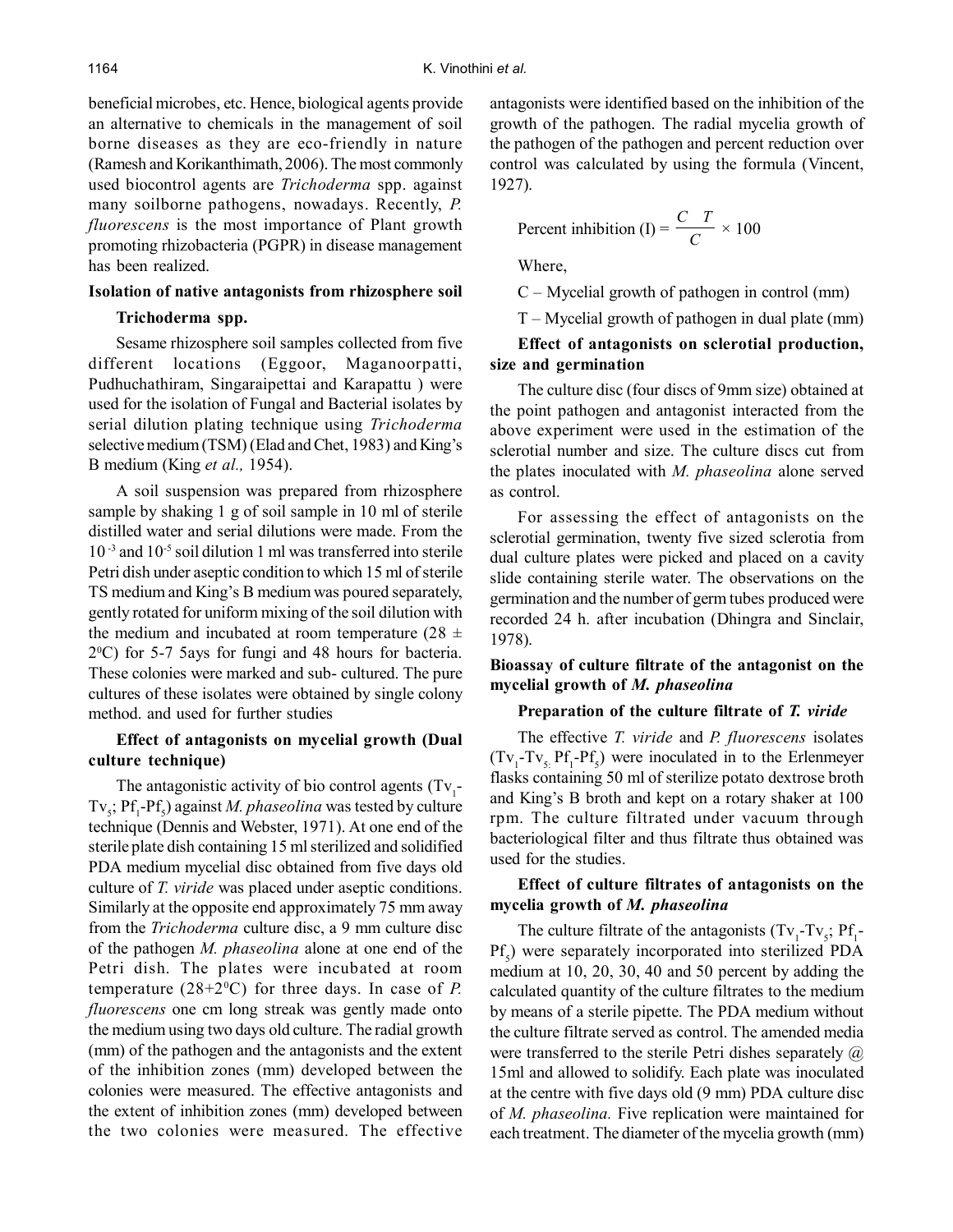beneficial microbes, etc. Hence, biological agents provide an alternative to chemicals in the management of soil borne diseases as they are eco-friendly in nature (Ramesh and Korikanthimath, 2006). The most commonly used biocontrol agents are *Trichoderma* spp. against many soilborne pathogens, nowadays. Recently, *P. fluorescens* is the most importance of Plant growth promoting rhizobacteria (PGPR) in disease management has been realized.

### Isolation of native antagonists from rhizosphere soil

#### Trichoderma spp.

Sesame rhizosphere soil samples collected from five different locations (Eggoor, Maganoorpatti, Pudhuchathiram, Singaraipettai and Karapattu ) were used for the isolation of Fungal and Bacterial isolates by serial dilution plating technique using *Trichoderma* selective medium (TSM) (Elad and Chet, 1983) and King's B medium (King *et al.,* 1954).

A soil suspension was prepared from rhizosphere sample by shaking 1 g of soil sample in 10 ml of sterile distilled water and serial dilutions were made. From the $10^{-3}$ and $10^{-5}$ soil dilution 1 ml was transferred into sterile Petri dish under aseptic condition to which 15 ml of sterile TS medium and King's B medium was poured separately, gently rotated for uniform mixing of the soil dilution with the medium and incubated at room temperature ($28 \pm 2^0$C) for 5-7 5ays for fungi and 48 hours for bacteria. These colonies were marked and sub- cultured. The pure cultures of these isolates were obtained by single colony method. and used for further studies

#### Effect of antagonists on mycelial growth (Dual culture technique)

The antagonistic activity of bio control agents ($Tv_1$-$Tv_5$; $Pf_1$-$Pf_5$) against *M. phaseolina* was tested by culture technique (Dennis and Webster, 1971). At one end of the sterile plate dish containing 15 ml sterilized and solidified PDA medium mycelial disc obtained from five days old culture of *T. viride* was placed under aseptic conditions. Similarly at the opposite end approximately 75 mm away from the *Trichoderma* culture disc, a 9 mm culture disc of the pathogen *M. phaseolina* alone at one end of the Petri dish. The plates were incubated at room temperature ($28+2^0$C) for three days. In case of *P. fluorescens* one cm long streak was gently made onto the medium using two days old culture. The radial growth (mm) of the pathogen and the antagonists and the extent of the inhibition zones (mm) developed between the colonies were measured. The effective antagonists and the extent of inhibition zones (mm) developed between the two colonies were measured. The effective antagonists were identified based on the inhibition of the growth of the pathogen. The radial mycelia growth of the pathogen of the pathogen and percent reduction over control was calculated by using the formula (Vincent, 1927).

$$\text{Percent inhibition (I)} = \frac{C \quad T}{C} \times 100$$

Where,

C – Mycelial growth of pathogen in control (mm)

T – Mycelial growth of pathogen in dual plate (mm)

#### Effect of antagonists on sclerotial production, size and germination

The culture disc (four discs of 9mm size) obtained at the point pathogen and antagonist interacted from the above experiment were used in the estimation of the sclerotial number and size. The culture discs cut from the plates inoculated with *M. phaseolina* alone served as control.

For assessing the effect of antagonists on the sclerotial germination, twenty five sized sclerotia from dual culture plates were picked and placed on a cavity slide containing sterile water. The observations on the germination and the number of germ tubes produced were recorded 24 h. after incubation (Dhingra and Sinclair, 1978).

### Bioassay of culture filtrate of the antagonist on the mycelial growth of *M. phaseolina*

#### Preparation of the culture filtrate of *T. viride*

The effective *T. viride* and *P. fluorescens* isolates ($Tv_1$-$Tv_5$. $Pf_1$-$Pf_5$) were inoculated in to the Erlenmeyer flasks containing 50 ml of sterilize potato dextrose broth and King's B broth and kept on a rotary shaker at 100 rpm. The culture filtrated under vacuum through bacteriological filter and thus filtrate thus obtained was used for the studies.

#### Effect of culture filtrates of antagonists on the mycelia growth of *M. phaseolina*

The culture filtrate of the antagonists ($Tv_1$-$Tv_5$; $Pf_1$-$Pf_5$) were separately incorporated into sterilized PDA medium at 10, 20, 30, 40 and 50 percent by adding the calculated quantity of the culture filtrates to the medium by means of a sterile pipette. The PDA medium without the culture filtrate served as control. The amended media were transferred to the sterile Petri dishes separately @ 15ml and allowed to solidify. Each plate was inoculated at the centre with five days old (9 mm) PDA culture disc of *M. phaseolina.* Five replication were maintained for each treatment. The diameter of the mycelia growth (mm)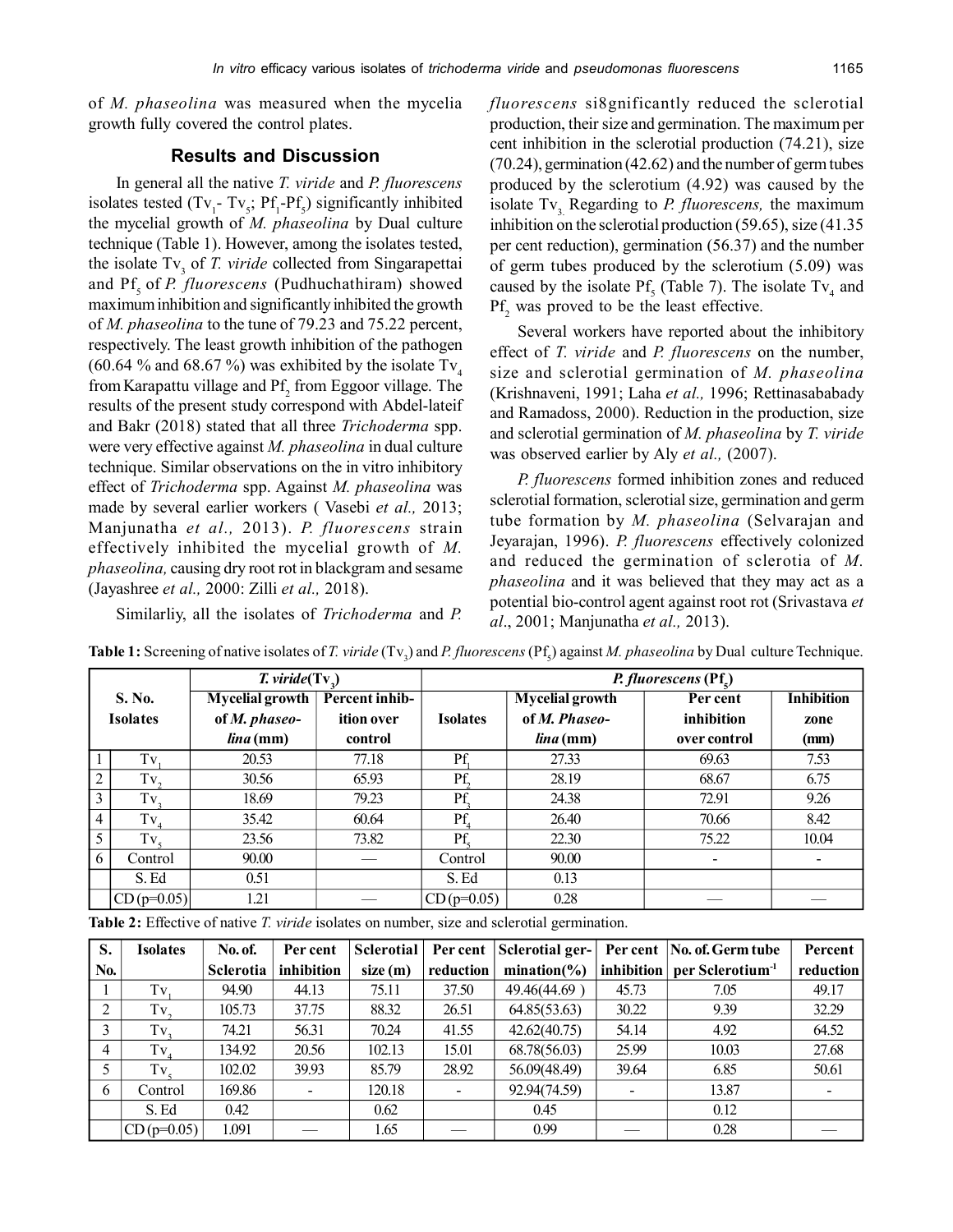of *M. phaseolina* was measured when the mycelia growth fully covered the control plates.

## Results and Discussion

In general all the native *T. viride* and *P. fluorescens* isolates tested ($Tv_1$- $Tv_5$; $Pf_1$-$Pf_5$) significantly inhibited the mycelial growth of *M. phaseolina* by Dual culture technique (Table 1). However, among the isolates tested, the isolate $Tv_3$ of *T. viride* collected from Singarapettai and $Pf_5$ of *P. fluorescens* (Pudhuchathiram) showed maximum inhibition and significantly inhibited the growth of *M. phaseolina* to the tune of 79.23 and 75.22 percent, respectively. The least growth inhibition of the pathogen (60.64 % and 68.67 %) was exhibited by the isolate $Tv_4$ from Karapattu village and $Pf_2$ from Eggoor village. The results of the present study correspond with Abdel-lateif and Bakr (2018) stated that all three *Trichoderma* spp. were very effective against *M. phaseolina* in dual culture technique. Similar observations on the in vitro inhibitory effect of *Trichoderma* spp. Against *M. phaseolina* was made by several earlier workers ( Vasebi *et al.,* 2013; Manjunatha *et al.,* 2013). *P. fluorescens* strain effectively inhibited the mycelial growth of *M. phaseolina,* causing dry root rot in blackgram and sesame (Jayashree *et al.,* 2000: Zilli *et al.,* 2018).

Similarliy, all the isolates of *Trichoderma* and *P. fluorescens* si8gnificantly reduced the sclerotial production, their size and germination. The maximum per cent inhibition in the sclerotial production (74.21), size (70.24), germination (42.62) and the number of germ tubes produced by the sclerotium (4.92) was caused by the isolate $Tv_3$. Regarding to *P. fluorescens,* the maximum inhibition on the sclerotial production (59.65), size (41.35 per cent reduction), germination (56.37) and the number of germ tubes produced by the sclerotium (5.09) was caused by the isolate $Pf_5$ (Table 7). The isolate $Tv_4$ and $Pf_2$ was proved to be the least effective.

Several workers have reported about the inhibitory effect of *T. viride* and *P. fluorescens* on the number, size and sclerotial germination of *M. phaseolina* (Krishnaveni, 1991; Laha *et al.,* 1996; Rettinasababady and Ramadoss, 2000). Reduction in the production, size and sclerotial germination of *M. phaseolina* by *T. viride* was observed earlier by Aly *et al.,* (2007).

*P. fluorescens* formed inhibition zones and reduced sclerotial formation, sclerotial size, germination and germ tube formation by *M. phaseolina* (Selvarajan and Jeyarajan, 1996). *P. fluorescens* effectively colonized and reduced the germination of sclerotia of *M. phaseolina* and it was believed that they may act as a potential bio-control agent against root rot (Srivastava *et al*., 2001; Manjunatha *et al.,* 2013).

**Table 1:** Screening of native isolates of *T. viride* ($Tv_3$) and *P. fluorescens* ($Pf_5$) against *M. phaseolina* by Dual culture Technique.

| S. No. | Isolates | *T. viride*($Tv_3$) Mycelial growth of *M. phaseolina* (mm) | Percent inhibition over control | Isolates | *P. fluorescens* ($Pf_5$) Mycelial growth of *M. Phaseolina* (mm) | Per cent inhibition over control | Inhibition zone (mm) |
|---|---|---|---|---|---|---|---|
| 1 | $Tv_1$ | 20.53 | 77.18 | $Pf_1$ | 27.33 | 69.63 | 7.53 |
| 2 | $Tv_2$ | 30.56 | 65.93 | $Pf_2$ | 28.19 | 68.67 | 6.75 |
| 3 | $Tv_3$ | 18.69 | 79.23 | $Pf_3$ | 24.38 | 72.91 | 9.26 |
| 4 | $Tv_4$ | 35.42 | 60.64 | $Pf_4$ | 26.40 | 70.66 | 8.42 |
| 5 | $Tv_5$ | 23.56 | 73.82 | $Pf_5$ | 22.30 | 75.22 | 10.04 |
| 6 | Control | 90.00 | — | Control | 90.00 | - | - |
| | S. Ed | 0.51 | | S. Ed | 0.13 | | |
| | CD (p=0.05) | 1.21 | — | CD (p=0.05) | 0.28 | — | — |

**Table 2:** Effective of native *T. viride* isolates on number, size and sclerotial germination.

| S. No. | Isolates | No. of. Sclerotia | Per cent inhibition | Sclerotial size (m) | Per cent reduction | Sclerotial germination(%) | Per cent inhibition | No. of. Germ tube per Sclerotium$^{-1}$ | Percent reduction |
|---|---|---|---|---|---|---|---|---|---|
| 1 | $Tv_1$ | 94.90 | 44.13 | 75.11 | 37.50 | 49.46(44.69 ) | 45.73 | 7.05 | 49.17 |
| 2 | $Tv_2$ | 105.73 | 37.75 | 88.32 | 26.51 | 64.85(53.63) | 30.22 | 9.39 | 32.29 |
| 3 | $Tv_3$ | 74.21 | 56.31 | 70.24 | 41.55 | 42.62(40.75) | 54.14 | 4.92 | 64.52 |
| 4 | $Tv_4$ | 134.92 | 20.56 | 102.13 | 15.01 | 68.78(56.03) | 25.99 | 10.03 | 27.68 |
| 5 | $Tv_5$ | 102.02 | 39.93 | 85.79 | 28.92 | 56.09(48.49) | 39.64 | 6.85 | 50.61 |
| 6 | Control | 169.86 | - | 120.18 | - | 92.94(74.59) | - | 13.87 | - |
| | S. Ed | 0.42 | | 0.62 | | 0.45 | | 0.12 | |
| | CD (p=0.05) | 1.091 | — | 1.65 | — | 0.99 | — | 0.28 | — |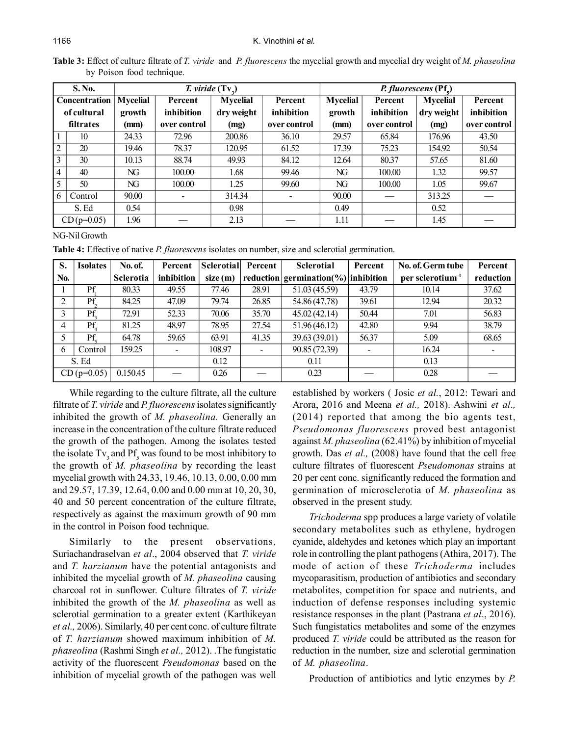**Table 3:** Effect of culture filtrate of *T. viride* and *P. fluorescens* the mycelial growth and mycelial dry weight of *M. phaseolina* by Poison food technique.

| S. No. | Concentration of cultural filtrates | *T. viride* ($Tv_3$) Mycelial growth (mm) | Percent inhibition over control | Mycelial dry weight (mg) | Percent inhibition over control | *P. fluorescens* ($Pf_5$) Mycelial growth (mm) | Percent inhibition over control | Mycelial dry weight (mg) | Percent inhibition over control |
|---|---|---|---|---|---|---|---|---|---|
| 1 | 10 | 24.33 | 72.96 | 200.86 | 36.10 | 29.57 | 65.84 | 176.96 | 43.50 |
| 2 | 20 | 19.46 | 78.37 | 120.95 | 61.52 | 17.39 | 75.23 | 154.92 | 50.54 |
| 3 | 30 | 10.13 | 88.74 | 49.93 | 84.12 | 12.64 | 80.37 | 57.65 | 81.60 |
| 4 | 40 | NG | 100.00 | 1.68 | 99.46 | NG | 100.00 | 1.32 | 99.57 |
| 5 | 50 | NG | 100.00 | 1.25 | 99.60 | NG | 100.00 | 1.05 | 99.67 |
| 6 | Control | 90.00 | - | 314.34 | - | 90.00 | — | 313.25 | — |
| S. Ed | | 0.54 | | 0.98 | | 0.49 | | 0.52 | |
| CD (p=0.05) | | 1.96 | — | 2.13 | — | 1.11 | — | 1.45 | — |

NG-Nil Growth

**Table 4:** Effective of native *P. fluorescens* isolates on number, size and sclerotial germination.

| S. No. | Isolates | No. of. Sclerotia | Percent inhibition | Sclerotial size (m) | Percent reduction | Sclerotial germination(%) | Percent inhibition | No. of. Germ tube per sclerotium$^{-1}$ | Percent reduction |
|---|---|---|---|---|---|---|---|---|---|
| 1 | $Pf_1$ | 80.33 | 49.55 | 77.46 | 28.91 | 51.03 (45.59) | 43.79 | 10.14 | 37.62 |
| 2 | $Pf_2$ | 84.25 | 47.09 | 79.74 | 26.85 | 54.86 (47.78) | 39.61 | 12.94 | 20.32 |
| 3 | $Pf_3$ | 72.91 | 52.33 | 70.06 | 35.70 | 45.02 (42.14) | 50.44 | 7.01 | 56.83 |
| 4 | $Pf_4$ | 81.25 | 48.97 | 78.95 | 27.54 | 51.96 (46.12) | 42.80 | 9.94 | 38.79 |
| 5 | $Pf_5$ | 64.78 | 59.65 | 63.91 | 41.35 | 39.63 (39.01) | 56.37 | 5.09 | 68.65 |
| 6 | Control | 159.25 | - | 108.97 | - | 90.85 (72.39) | - | 16.24 | - |
| S. Ed | | | | 0.12 | | 0.11 | | 0.13 | |
| CD (p=0.05) | | 0.150.45 | — | 0.26 | — | 0.23 | — | 0.28 | — |

While regarding to the culture filtrate, all the culture filtrate of *T. viride* and *P. fluorescens* isolates significantly inhibited the growth of *M. phaseolina.* Generally an increase in the concentration of the culture filtrate reduced the growth of the pathogen. Among the isolates tested the isolate $Tv_3$ and $Pf_5$ was found to be most inhibitory to the growth of *M. phaseolina* by recording the least mycelial growth with 24.33, 19.46, 10.13, 0.00, 0.00 mm and 29.57, 17.39, 12.64, 0.00 and 0.00 mm at 10, 20, 30, 40 and 50 percent concentration of the culture filtrate, respectively as against the maximum growth of 90 mm in the control in Poison food technique.

Similarly to the present observations, Suriachandraselvan *et al*., 2004 observed that *T. viride* and *T. harzianum* have the potential antagonists and inhibited the mycelial growth of *M. phaseolina* causing charcoal rot in sunflower. Culture filtrates of *T. viride* inhibited the growth of the *M. phaseolina* as well as sclerotial germination to a greater extent (Karthikeyan *et al.,* 2006). Similarly, 40 per cent conc. of culture filtrate of *T. harzianum* showed maximum inhibition of *M. phaseolina* (Rashmi Singh *et al.,* 2012). .The fungistatic activity of the fluorescent *Pseudomonas* based on the inhibition of mycelial growth of the pathogen was well established by workers ( Josic *et al.*, 2012: Tewari and Arora, 2016 and Meena *et al.,* 2018). Ashwini *et al.,* (2014) reported that among the bio agents test, *Pseudomonas fluorescens* proved best antagonist against *M. phaseolina* (62.41%) by inhibition of mycelial growth. Das *et al.,* (2008) have found that the cell free culture filtrates of fluorescent *Pseudomonas* strains at 20 per cent conc. significantly reduced the formation and germination of microsclerotia of *M. phaseolina* as observed in the present study.

*Trichoderma* spp produces a large variety of volatile secondary metabolites such as ethylene, hydrogen cyanide, aldehydes and ketones which play an important role in controlling the plant pathogens (Athira, 2017). The mode of action of these *Trichoderma* includes mycoparasitism, production of antibiotics and secondary metabolites, competition for space and nutrients, and induction of defense responses including systemic resistance responses in the plant (Pastrana *et al*., 2016). Such fungistatics metabolites and some of the enzymes produced *T. viride* could be attributed as the reason for reduction in the number, size and sclerotial germination of *M. phaseolina*.

Production of antibiotics and lytic enzymes by *P.*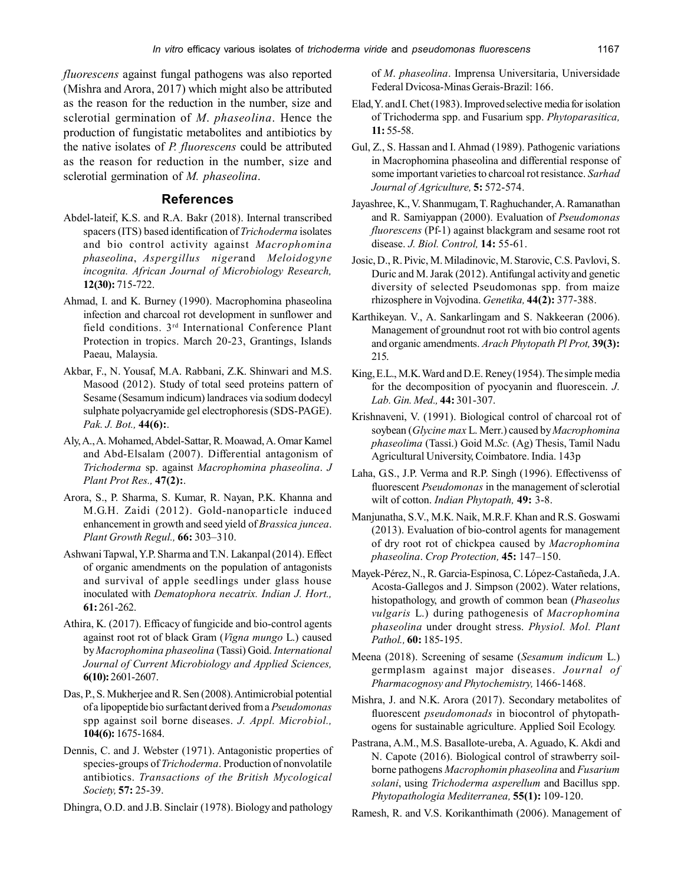*fluorescens* against fungal pathogens was also reported (Mishra and Arora, 2017) which might also be attributed as the reason for the reduction in the number, size and sclerotial germination of *M. phaseolina*. Hence the production of fungistatic metabolites and antibiotics by the native isolates of *P. fluorescens* could be attributed as the reason for reduction in the number, size and sclerotial germination of *M. phaseolina*.

## References

Abdel-lateif, K.S. and R.A. Bakr (2018). Internal transcribed spacers (ITS) based identification of *Trichoderma* isolates and bio control activity against *Macrophomina phaseolina*, *Aspergillus niger*and *Meloidogyne incognita. African Journal of Microbiology Research,* **12(30):** 715-722.

Ahmad, I. and K. Burney (1990). Macrophomina phaseolina infection and charcoal rot development in sunflower and field conditions. 3rd International Conference Plant Protection in tropics. March 20-23, Grantings, Islands Paeau, Malaysia.

Akbar, F., N. Yousaf, M.A. Rabbani, Z.K. Shinwari and M.S. Masood (2012). Study of total seed proteins pattern of Sesame (Sesamum indicum) landraces via sodium dodecyl sulphate polyacryamide gel electrophoresis (SDS-PAGE). *Pak. J. Bot.,* **44(6):**.

Aly, A., A. Mohamed, Abdel-Sattar, R. Moawad, A. Omar Kamel and Abd-Elsalam (2007). Differential antagonism of *Trichoderma* sp. against *Macrophomina phaseolina*. *J Plant Prot Res.,* **47(2):**.

Arora, S., P. Sharma, S. Kumar, R. Nayan, P.K. Khanna and M.G.H. Zaidi (2012). Gold-nanoparticle induced enhancement in growth and seed yield of *Brassica juncea*. *Plant Growth Regul.,* **66:** 303–310.

Ashwani Tapwal, Y.P. Sharma and T.N. Lakanpal (2014). Effect of organic amendments on the population of antagonists and survival of apple seedlings under glass house inoculated with *Dematophora necatrix. Indian J. Hort.,* **61:** 261-262.

Athira, K. (2017). Efficacy of fungicide and bio-control agents against root rot of black Gram (*Vigna mungo* L.) caused by *Macrophomina phaseolina* (Tassi) Goid. *International Journal of Current Microbiology and Applied Sciences,* **6(10):** 2601-2607.

Das, P., S. Mukherjee and R. Sen (2008). Antimicrobial potential of a lipopeptide bio surfactant derived from a *Pseudomonas* spp against soil borne diseases. *J. Appl. Microbiol.,* **104(6):** 1675-1684.

Dennis, C. and J. Webster (1971). Antagonistic properties of species-groups of *Trichoderma*. Production of nonvolatile antibiotics. *Transactions of the British Mycological Society,* **57:** 25-39.

Dhingra, O.D. and J.B. Sinclair (1978). Biology and pathology of *M. phaseolina*. Imprensa Universitaria, Universidade Federal Dvicosa-Minas Gerais-Brazil: 166.

Elad, Y. and I. Chet (1983). Improved selective media for isolation of Trichoderma spp. and Fusarium spp. *Phytoparasitica,* **11:** 55-58.

Gul, Z., S. Hassan and I. Ahmad (1989). Pathogenic variations in Macrophomina phaseolina and differential response of some important varieties to charcoal rot resistance. *Sarhad Journal of Agriculture,* **5:** 572-574.

Jayashree, K., V. Shanmugam, T. Raghuchander, A. Ramanathan and R. Samiyappan (2000). Evaluation of *Pseudomonas fluorescens* (Pf-1) against blackgram and sesame root rot disease. *J. Biol. Control,* **14:** 55-61.

Josic, D., R. Pivic, M. Miladinovic, M. Starovic, C.S. Pavlovi, S. Duric and M. Jarak (2012). Antifungal activity and genetic diversity of selected Pseudomonas spp. from maize rhizosphere in Vojvodina. *Genetika,* **44(2):** 377-388.

Karthikeyan. V., A. Sankarlingam and S. Nakkeeran (2006). Management of groundnut root rot with bio control agents and organic amendments. *Arach Phytopath Pl Prot,* **39(3):** 215.

King, E.L., M.K. Ward and D.E. Reney (1954). The simple media for the decomposition of pyocyanin and fluorescein. *J. Lab. Gin. Med.,* **44:** 301-307.

Krishnaveni, V. (1991). Biological control of charcoal rot of soybean (*Glycine max* L. Merr.) caused by *Macrophomina phaseolima* (Tassi.) Goid M.*Sc.* (Ag) Thesis, Tamil Nadu Agricultural University, Coimbatore. India. 143p

Laha, G.S., J.P. Verma and R.P. Singh (1996). Effectivenss of fluorescent *Pseudomonas* in the management of sclerotial wilt of cotton. *Indian Phytopath,* **49:** 3-8.

Manjunatha, S.V., M.K. Naik, M.R.F. Khan and R.S. Goswami (2013). Evaluation of bio-control agents for management of dry root rot of chickpea caused by *Macrophomina phaseolina*. *Crop Protection,* **45:** 147–150.

Mayek-Pérez, N., R. Garcia-Espinosa, C. López-Castañeda, J.A. Acosta-Gallegos and J. Simpson (2002). Water relations, histopathology, and growth of common bean (*Phaseolus vulgaris* L.) during pathogenesis of *Macrophomina phaseolina* under drought stress. *Physiol. Mol. Plant Pathol.,* **60:** 185-195.

Meena (2018). Screening of sesame (*Sesamum indicum* L.) germplasm against major diseases. *Journal of Pharmacognosy and Phytochemistry,* 1466-1468.

Mishra, J. and N.K. Arora (2017). Secondary metabolites of fluorescent *pseudomonads* in biocontrol of phytopathogens for sustainable agriculture. Applied Soil Ecology.

Pastrana, A.M., M.S. Basallote-ureba, A. Aguado, K. Akdi and N. Capote (2016). Biological control of strawberry soil-borne pathogens *Macrophomin phaseolina* and *Fusarium solani*, using *Trichoderma asperellum* and Bacillus spp. *Phytopathologia Mediterranea,* **55(1):** 109-120.

Ramesh, R. and V.S. Korikanthimath (2006). Management of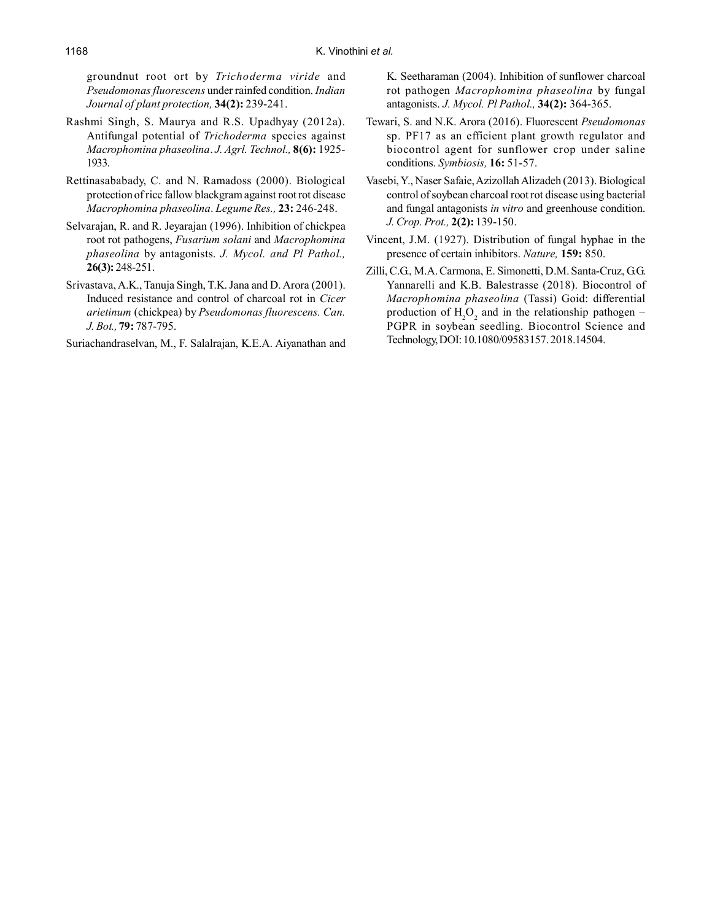groundnut root ort by *Trichoderma viride* and *Pseudomonas fluorescens* under rainfed condition. *Indian Journal of plant protection,* **34(2):** 239-241.

Rashmi Singh, S. Maurya and R.S. Upadhyay (2012a). Antifungal potential of *Trichoderma* species against *Macrophomina phaseolina*. *J. Agrl. Technol.,* **8(6):** 1925-1933.

Rettinasababady, C. and N. Ramadoss (2000). Biological protection of rice fallow blackgram against root rot disease *Macrophomina phaseolina*. *Legume Res.,* **23:** 246-248.

Selvarajan, R. and R. Jeyarajan (1996). Inhibition of chickpea root rot pathogens, *Fusarium solani* and *Macrophomina phaseolina* by antagonists. *J. Mycol. and Pl Pathol.,* **26(3):** 248-251.

Srivastava, A.K., Tanuja Singh, T.K. Jana and D. Arora (2001). Induced resistance and control of charcoal rot in *Cicer arietinum* (chickpea) by *Pseudomonas fluorescens. Can. J. Bot.,* **79:** 787-795.

Suriachandraselvan, M., F. Salalrajan, K.E.A. Aiyanathan and K. Seetharaman (2004). Inhibition of sunflower charcoal rot pathogen *Macrophomina phaseolina* by fungal antagonists. *J. Mycol. Pl Pathol.,* **34(2):** 364-365.

Tewari, S. and N.K. Arora (2016). Fluorescent *Pseudomonas* sp. PF17 as an efficient plant growth regulator and biocontrol agent for sunflower crop under saline conditions. *Symbiosis,* **16:** 51-57.

Vasebi, Y., Naser Safaie, Azizollah Alizadeh (2013). Biological control of soybean charcoal root rot disease using bacterial and fungal antagonists *in vitro* and greenhouse condition. *J. Crop. Prot.,* **2(2):** 139-150.

Vincent, J.M. (1927). Distribution of fungal hyphae in the presence of certain inhibitors. *Nature,* **159:** 850.

Zilli, C.G., M.A. Carmona, E. Simonetti, D.M. Santa-Cruz, G.G. Yannarelli and K.B. Balestrasse (2018). Biocontrol of *Macrophomina phaseolina* (Tassi) Goid: differential production of $H_2O_2$ and in the relationship pathogen – PGPR in soybean seedling. Biocontrol Science and Technology, DOI: 10.1080/09583157. 2018.14504.